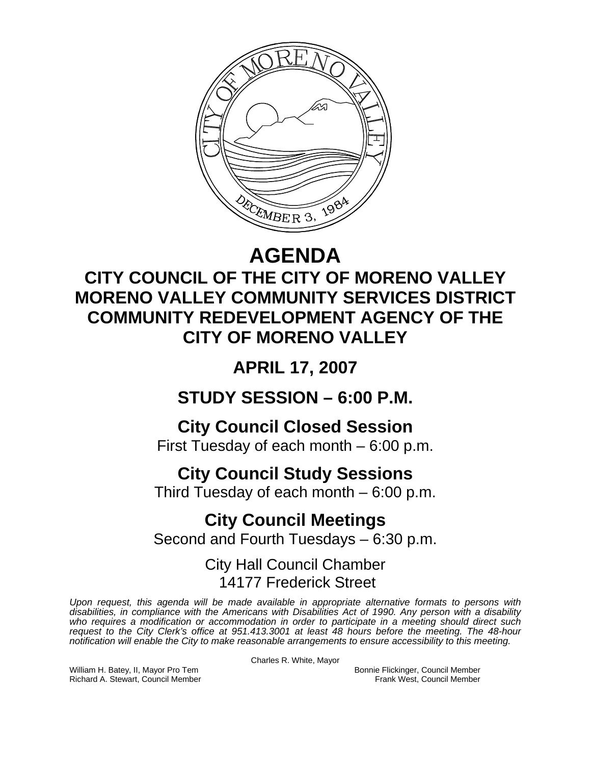# AGENDA

## CITY COUNCIL OF THE CITY OF MORENO VALLEY
## MORENO VALLEY COMMUNITY SERVICES DISTRICT
## COMMUNITY REDEVELOPMENT AGENCY OF THE CITY OF MORENO VALLEY

## APRIL 17, 2007

## STUDY SESSION – 6:00 P.M.

## City Council Closed Session

First Tuesday of each month – 6:00 p.m.

## City Council Study Sessions

Third Tuesday of each month – 6:00 p.m.

## City Council Meetings

Second and Fourth Tuesdays – 6:30 p.m.

City Hall Council Chamber
14177 Frederick Street

*Upon request, this agenda will be made available in appropriate alternative formats to persons with disabilities, in compliance with the Americans with Disabilities Act of 1990. Any person with a disability who requires a modification or accommodation in order to participate in a meeting should direct such request to the City Clerk's office at 951.413.3001 at least 48 hours before the meeting. The 48-hour notification will enable the City to make reasonable arrangements to ensure accessibility to this meeting.*

Charles R. White, Mayor

William H. Batey, II, Mayor Pro Tem
Richard A. Stewart, Council Member
Bonnie Flickinger, Council Member
Frank West, Council Member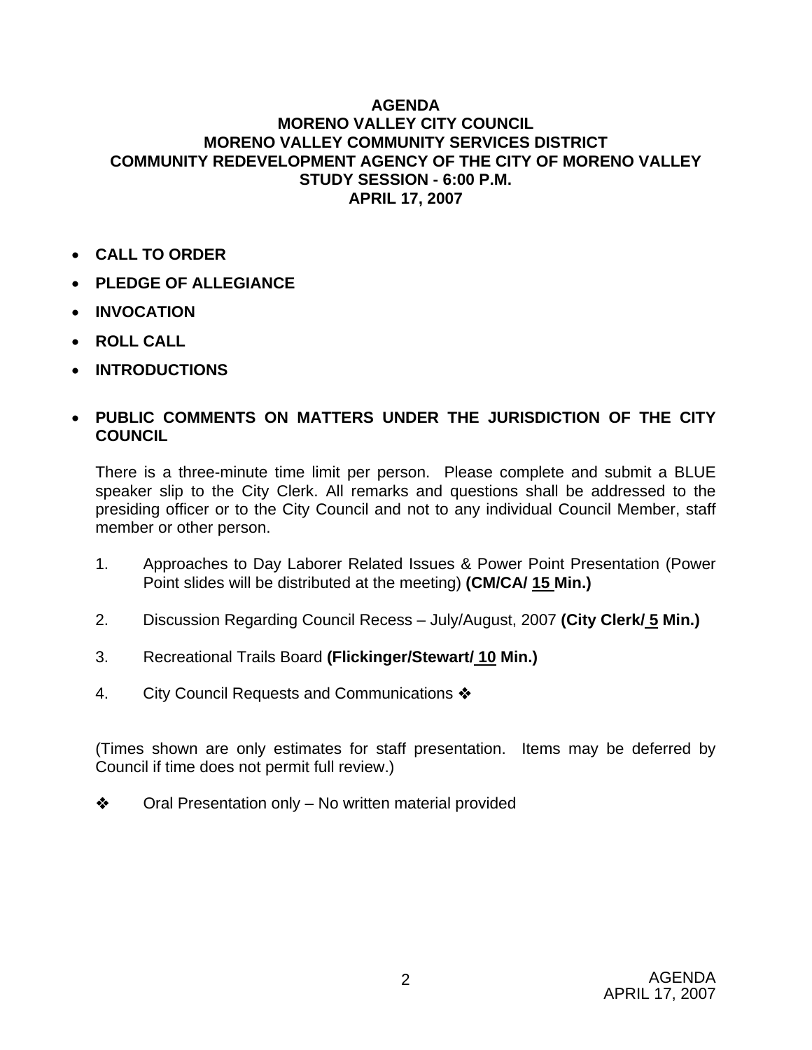# AGENDA
## MORENO VALLEY CITY COUNCIL
## MORENO VALLEY COMMUNITY SERVICES DISTRICT
## COMMUNITY REDEVELOPMENT AGENCY OF THE CITY OF MORENO VALLEY
## STUDY SESSION - 6:00 P.M.
## APRIL 17, 2007

- **CALL TO ORDER**
- **PLEDGE OF ALLEGIANCE**
- **INVOCATION**
- **ROLL CALL**
- **INTRODUCTIONS**
- **PUBLIC COMMENTS ON MATTERS UNDER THE JURISDICTION OF THE CITY COUNCIL**

There is a three-minute time limit per person. Please complete and submit a BLUE speaker slip to the City Clerk. All remarks and questions shall be addressed to the presiding officer or to the City Council and not to any individual Council Member, staff member or other person.

1. Approaches to Day Laborer Related Issues & Power Point Presentation (Power Point slides will be distributed at the meeting) **(CM/CA/ 15 Min.)**

2. Discussion Regarding Council Recess – July/August, 2007 **(City Clerk/ 5 Min.)**

3. Recreational Trails Board **(Flickinger/Stewart/ 10 Min.)**

4. City Council Requests and Communications ❖

(Times shown are only estimates for staff presentation. Items may be deferred by Council if time does not permit full review.)

❖ Oral Presentation only – No written material provided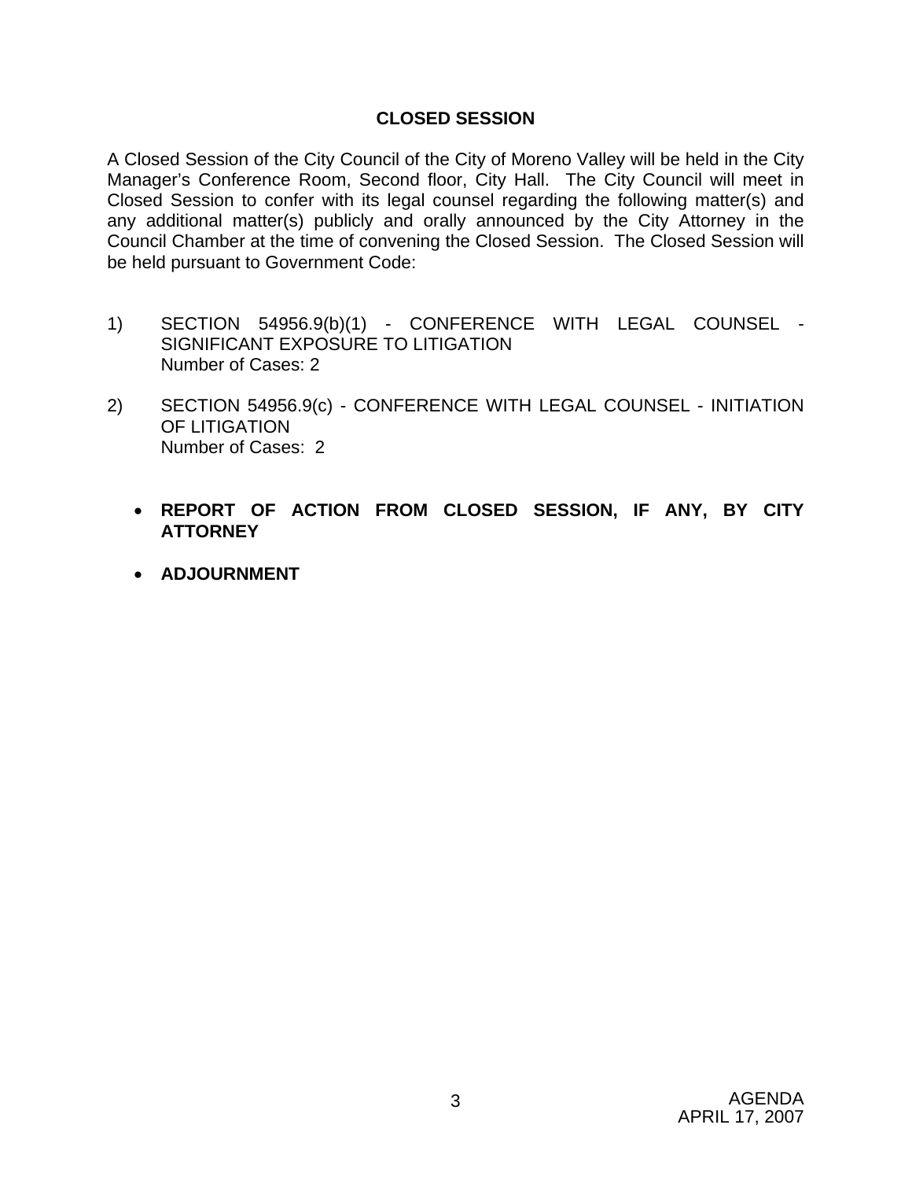## CLOSED SESSION

A Closed Session of the City Council of the City of Moreno Valley will be held in the City Manager's Conference Room, Second floor, City Hall. The City Council will meet in Closed Session to confer with its legal counsel regarding the following matter(s) and any additional matter(s) publicly and orally announced by the City Attorney in the Council Chamber at the time of convening the Closed Session. The Closed Session will be held pursuant to Government Code:

1) SECTION 54956.9(b)(1) - CONFERENCE WITH LEGAL COUNSEL - SIGNIFICANT EXPOSURE TO LITIGATION
   Number of Cases: 2

2) SECTION 54956.9(c) - CONFERENCE WITH LEGAL COUNSEL - INITIATION OF LITIGATION
   Number of Cases: 2

- **REPORT OF ACTION FROM CLOSED SESSION, IF ANY, BY CITY ATTORNEY**
- **ADJOURNMENT**